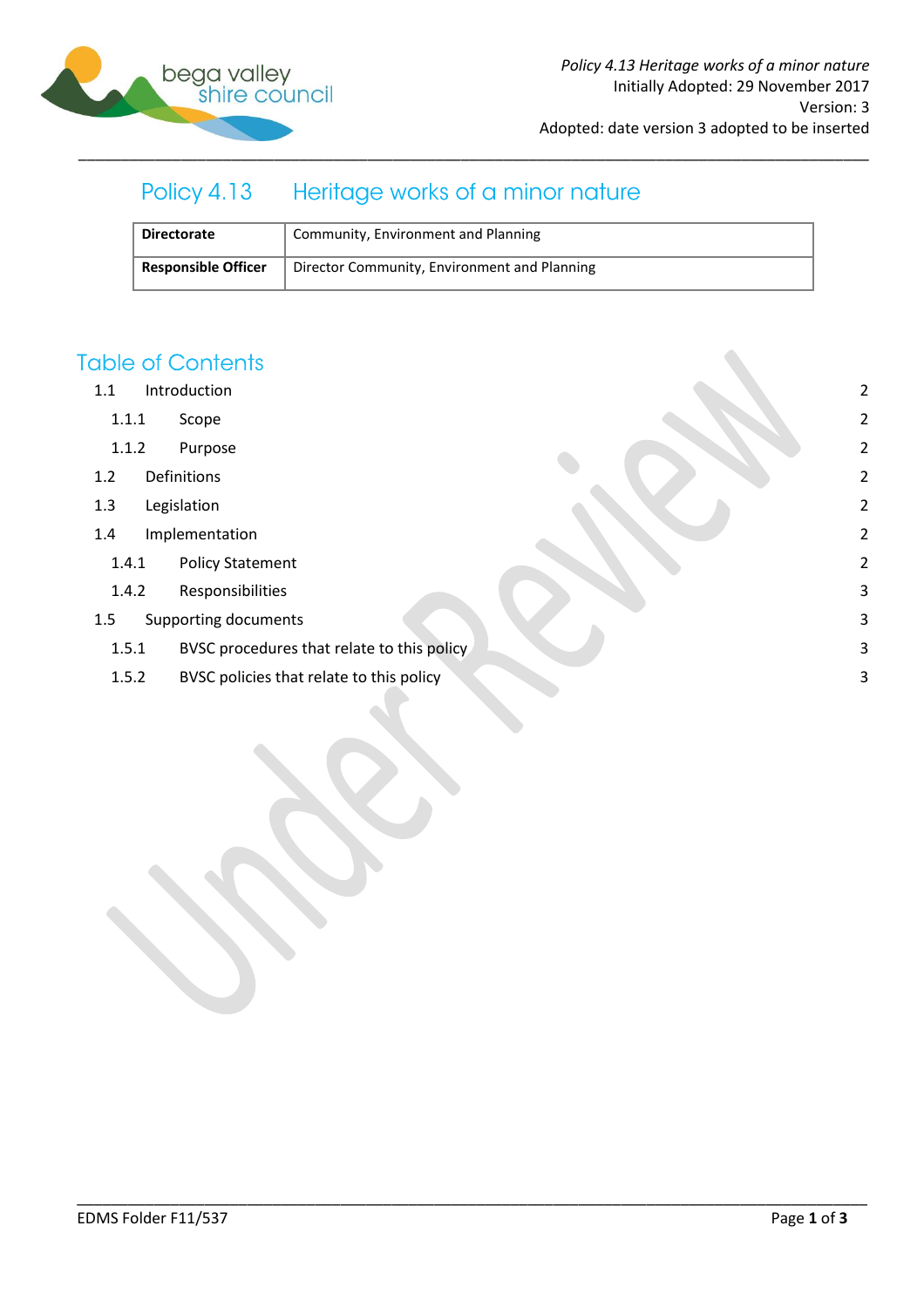*Policy 4.13 Heritage works of a minor nature*
Initially Adopted: 29 November 2017
Version: 3
Adopted: date version 3 adopted to be inserted

# Policy 4.13 Heritage works of a minor nature

| **Directorate** | Community, Environment and Planning |
|---|---|
| **Responsible Officer** | Director Community, Environment and Planning |

## Table of Contents

1.1 Introduction 2
  1.1.1 Scope 2
  1.1.2 Purpose 2
1.2 Definitions 2
1.3 Legislation 2
1.4 Implementation 2
  1.4.1 Policy Statement 2
  1.4.2 Responsibilities 3
1.5 Supporting documents 3
  1.5.1 BVSC procedures that relate to this policy 3
  1.5.2 BVSC policies that relate to this policy 3

Under Review

EDMS Folder F11/537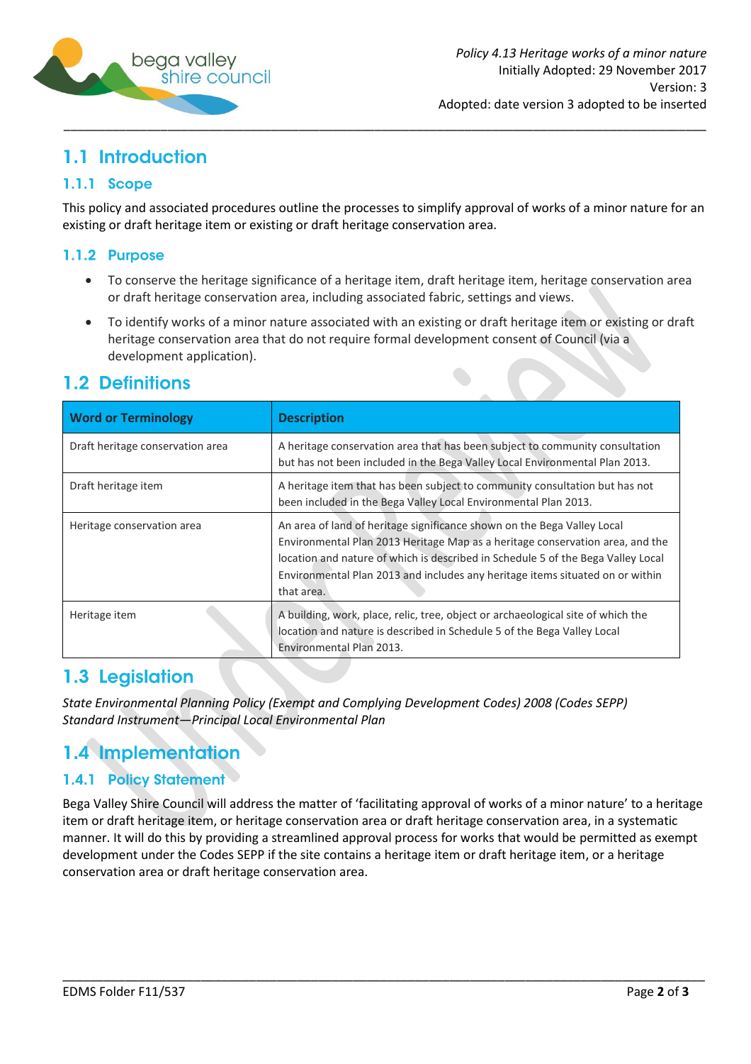## 1.1 Introduction

### 1.1.1 Scope

This policy and associated procedures outline the processes to simplify approval of works of a minor nature for an existing or draft heritage item or existing or draft heritage conservation area.

### 1.1.2 Purpose

- To conserve the heritage significance of a heritage item, draft heritage item, heritage conservation area or draft heritage conservation area, including associated fabric, settings and views.
- To identify works of a minor nature associated with an existing or draft heritage item or existing or draft heritage conservation area that do not require formal development consent of Council (via a development application).

## 1.2 Definitions

| Word or Terminology | Description |
| --- | --- |
| Draft heritage conservation area | A heritage conservation area that has been subject to community consultation but has not been included in the Bega Valley Local Environmental Plan 2013. |
| Draft heritage item | A heritage item that has been subject to community consultation but has not been included in the Bega Valley Local Environmental Plan 2013. |
| Heritage conservation area | An area of land of heritage significance shown on the Bega Valley Local Environmental Plan 2013 Heritage Map as a heritage conservation area, and the location and nature of which is described in Schedule 5 of the Bega Valley Local Environmental Plan 2013 and includes any heritage items situated on or within that area. |
| Heritage item | A building, work, place, relic, tree, object or archaeological site of which the location and nature is described in Schedule 5 of the Bega Valley Local Environmental Plan 2013. |

## 1.3 Legislation

*State Environmental Planning Policy (Exempt and Complying Development Codes) 2008 (Codes SEPP)*
*Standard Instrument—Principal Local Environmental Plan*

## 1.4 Implementation

### 1.4.1 Policy Statement

Bega Valley Shire Council will address the matter of 'facilitating approval of works of a minor nature' to a heritage item or draft heritage item, or heritage conservation area or draft heritage conservation area, in a systematic manner. It will do this by providing a streamlined approval process for works that would be permitted as exempt development under the Codes SEPP if the site contains a heritage item or draft heritage item, or a heritage conservation area or draft heritage conservation area.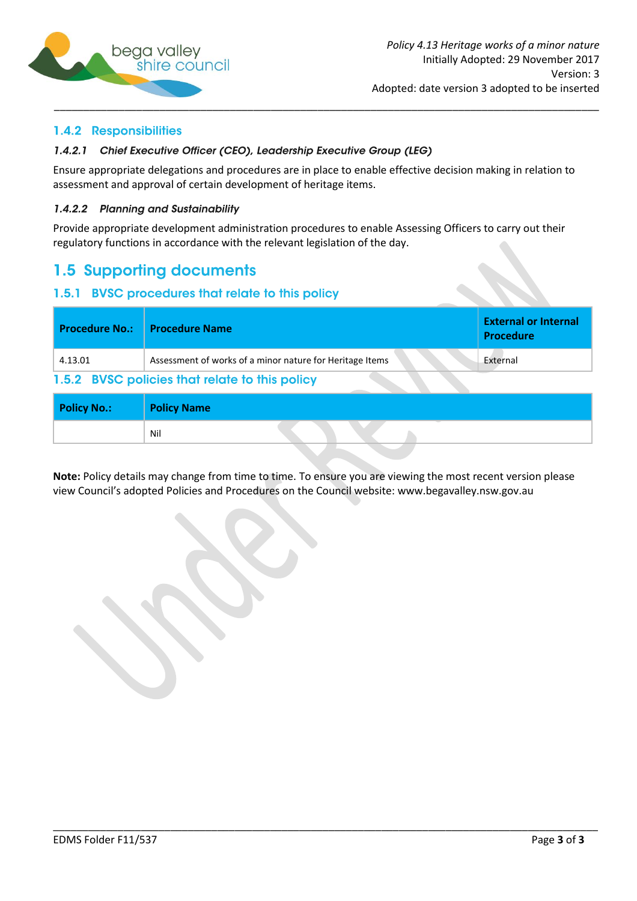### 1.4.2 Responsibilities

#### *1.4.2.1 Chief Executive Officer (CEO), Leadership Executive Group (LEG)*

Ensure appropriate delegations and procedures are in place to enable effective decision making in relation to assessment and approval of certain development of heritage items.

#### *1.4.2.2 Planning and Sustainability*

Provide appropriate development administration procedures to enable Assessing Officers to carry out their regulatory functions in accordance with the relevant legislation of the day.

## 1.5 Supporting documents

### 1.5.1 BVSC procedures that relate to this policy

| Procedure No.: | Procedure Name | External or Internal Procedure |
|---|---|---|
| 4.13.01 | Assessment of works of a minor nature for Heritage Items | External |

### 1.5.2 BVSC policies that relate to this policy

| Policy No.: | Policy Name |
|---|---|
| | Nil |

**Note:** Policy details may change from time to time. To ensure you are viewing the most recent version please view Council's adopted Policies and Procedures on the Council website: www.begavalley.nsw.gov.au